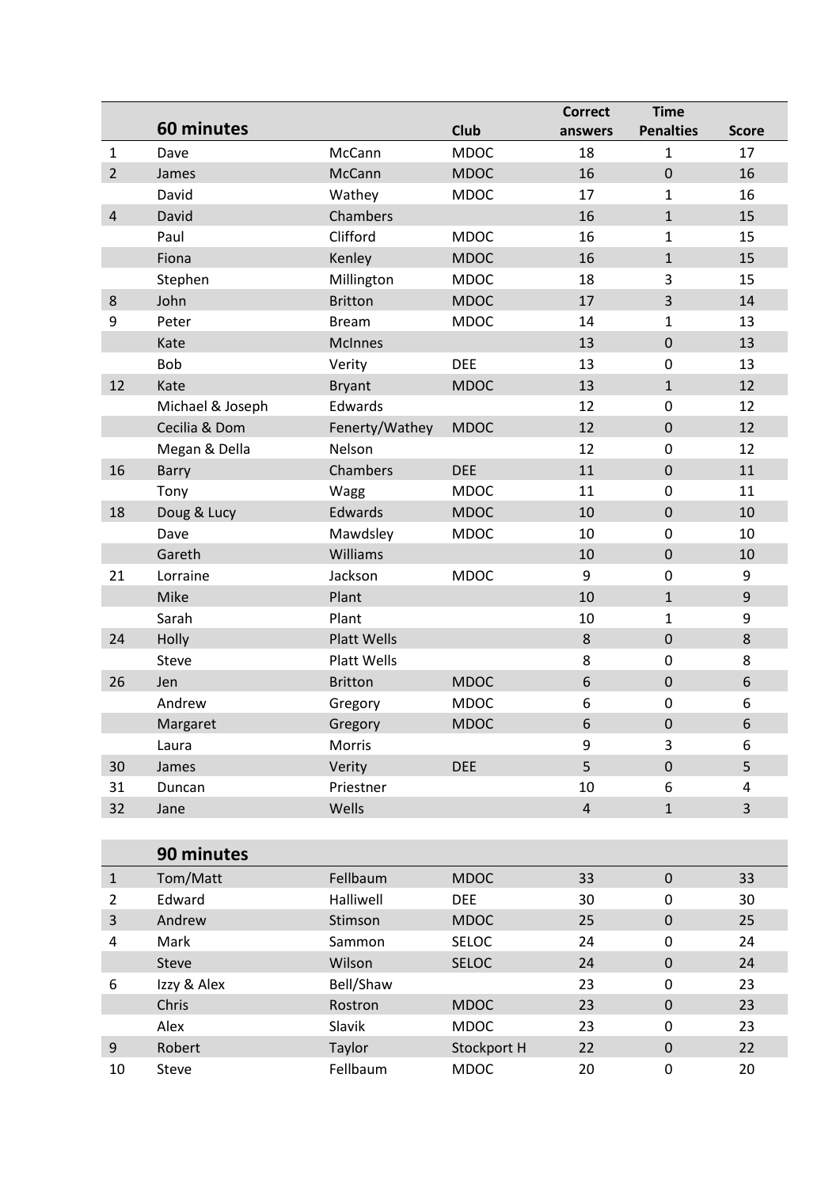| | 60 minutes | | Club | Correct answers | Time Penalties | Score |
|---|---|---|---|---|---|---|
| 1 | Dave | McCann | MDOC | 18 | 1 | 17 |
| 2 | James | McCann | MDOC | 16 | 0 | 16 |
| | David | Wathey | MDOC | 17 | 1 | 16 |
| 4 | David | Chambers | | 16 | 1 | 15 |
| | Paul | Clifford | MDOC | 16 | 1 | 15 |
| | Fiona | Kenley | MDOC | 16 | 1 | 15 |
| | Stephen | Millington | MDOC | 18 | 3 | 15 |
| 8 | John | Britton | MDOC | 17 | 3 | 14 |
| 9 | Peter | Bream | MDOC | 14 | 1 | 13 |
| | Kate | McInnes | | 13 | 0 | 13 |
| | Bob | Verity | DEE | 13 | 0 | 13 |
| 12 | Kate | Bryant | MDOC | 13 | 1 | 12 |
| | Michael & Joseph | Edwards | | 12 | 0 | 12 |
| | Cecilia & Dom | Fenerty/Wathey | MDOC | 12 | 0 | 12 |
| | Megan & Della | Nelson | | 12 | 0 | 12 |
| 16 | Barry | Chambers | DEE | 11 | 0 | 11 |
| | Tony | Wagg | MDOC | 11 | 0 | 11 |
| 18 | Doug & Lucy | Edwards | MDOC | 10 | 0 | 10 |
| | Dave | Mawdsley | MDOC | 10 | 0 | 10 |
| | Gareth | Williams | | 10 | 0 | 10 |
| 21 | Lorraine | Jackson | MDOC | 9 | 0 | 9 |
| | Mike | Plant | | 10 | 1 | 9 |
| | Sarah | Plant | | 10 | 1 | 9 |
| 24 | Holly | Platt Wells | | 8 | 0 | 8 |
| | Steve | Platt Wells | | 8 | 0 | 8 |
| 26 | Jen | Britton | MDOC | 6 | 0 | 6 |
| | Andrew | Gregory | MDOC | 6 | 0 | 6 |
| | Margaret | Gregory | MDOC | 6 | 0 | 6 |
| | Laura | Morris | | 9 | 3 | 6 |
| 30 | James | Verity | DEE | 5 | 0 | 5 |
| 31 | Duncan | Priestner | | 10 | 6 | 4 |
| 32 | Jane | Wells | | 4 | 1 | 3 |

| | 90 minutes | | | | | |
|---|---|---|---|---|---|---|
| 1 | Tom/Matt | Fellbaum | MDOC | 33 | 0 | 33 |
| 2 | Edward | Halliwell | DEE | 30 | 0 | 30 |
| 3 | Andrew | Stimson | MDOC | 25 | 0 | 25 |
| 4 | Mark | Sammon | SELOC | 24 | 0 | 24 |
| | Steve | Wilson | SELOC | 24 | 0 | 24 |
| 6 | Izzy & Alex | Bell/Shaw | | 23 | 0 | 23 |
| | Chris | Rostron | MDOC | 23 | 0 | 23 |
| | Alex | Slavik | MDOC | 23 | 0 | 23 |
| 9 | Robert | Taylor | Stockport H | 22 | 0 | 22 |
| 10 | Steve | Fellbaum | MDOC | 20 | 0 | 20 |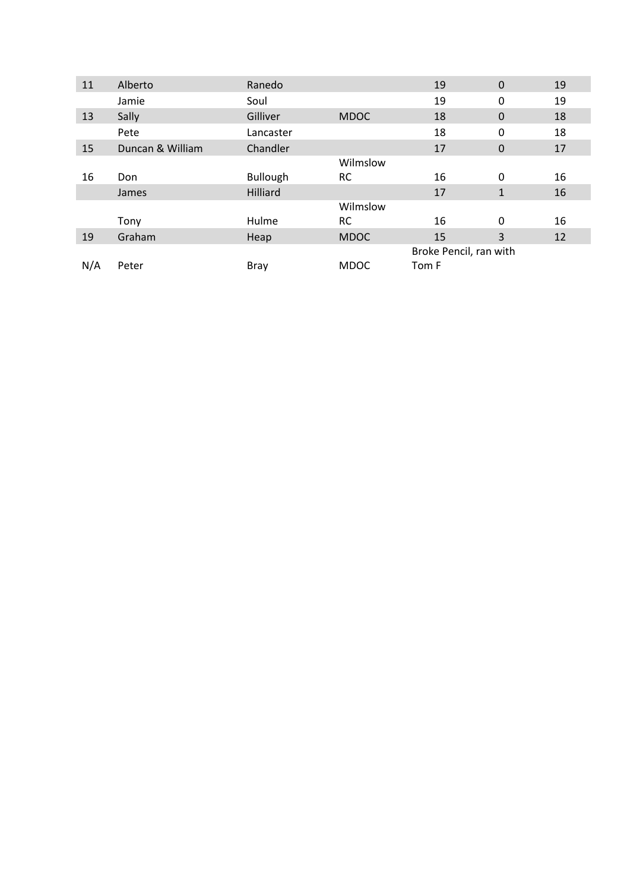| | | | | | | |
|---|---|---|---|---|---|---|
| 11 | Alberto | Ranedo | | 19 | 0 | 19 |
| | Jamie | Soul | | 19 | 0 | 19 |
| 13 | Sally | Gilliver | MDOC | 18 | 0 | 18 |
| | Pete | Lancaster | | 18 | 0 | 18 |
| 15 | Duncan & William | Chandler | | 17 | 0 | 17 |
| 16 | Don | Bullough | Wilmslow RC | 16 | 0 | 16 |
| | James | Hilliard | | 17 | 1 | 16 |
| | Tony | Hulme | Wilmslow RC | 16 | 0 | 16 |
| 19 | Graham | Heap | MDOC | 15 | 3 | 12 |
| N/A | Peter | Bray | MDOC | Broke Pencil, ran with Tom F | | |